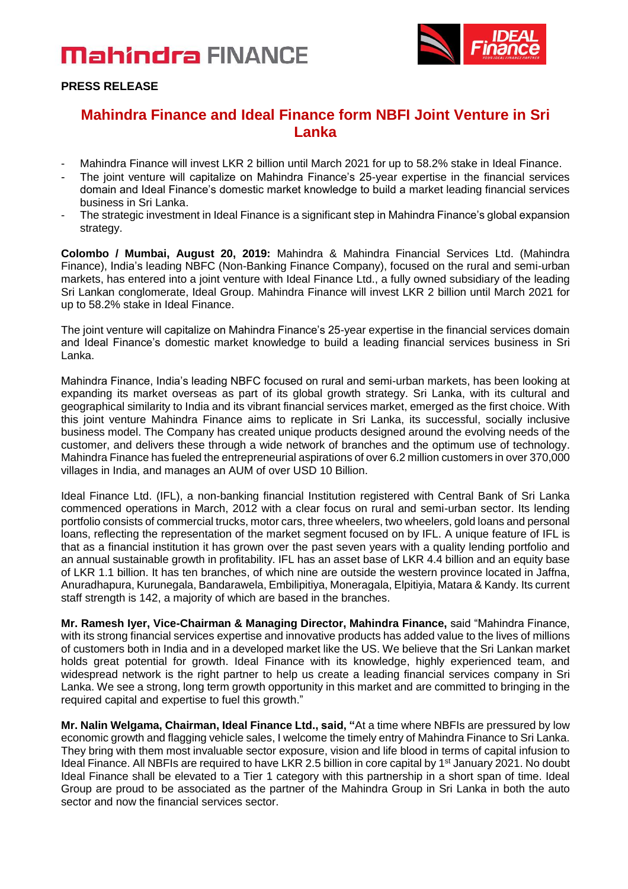**PRESS RELEASE**

# Mahindra Finance and Ideal Finance form NBFI Joint Venture in Sri Lanka

- Mahindra Finance will invest LKR 2 billion until March 2021 for up to 58.2% stake in Ideal Finance.
- The joint venture will capitalize on Mahindra Finance's 25-year expertise in the financial services domain and Ideal Finance's domestic market knowledge to build a market leading financial services business in Sri Lanka.
- The strategic investment in Ideal Finance is a significant step in Mahindra Finance's global expansion strategy.

**Colombo / Mumbai, August 20, 2019:** Mahindra & Mahindra Financial Services Ltd. (Mahindra Finance), India's leading NBFC (Non-Banking Finance Company), focused on the rural and semi-urban markets, has entered into a joint venture with Ideal Finance Ltd., a fully owned subsidiary of the leading Sri Lankan conglomerate, Ideal Group. Mahindra Finance will invest LKR 2 billion until March 2021 for up to 58.2% stake in Ideal Finance.

The joint venture will capitalize on Mahindra Finance's 25-year expertise in the financial services domain and Ideal Finance's domestic market knowledge to build a leading financial services business in Sri Lanka.

Mahindra Finance, India's leading NBFC focused on rural and semi-urban markets, has been looking at expanding its market overseas as part of its global growth strategy. Sri Lanka, with its cultural and geographical similarity to India and its vibrant financial services market, emerged as the first choice. With this joint venture Mahindra Finance aims to replicate in Sri Lanka, its successful, socially inclusive business model. The Company has created unique products designed around the evolving needs of the customer, and delivers these through a wide network of branches and the optimum use of technology. Mahindra Finance has fueled the entrepreneurial aspirations of over 6.2 million customers in over 370,000 villages in India, and manages an AUM of over USD 10 Billion.

Ideal Finance Ltd. (IFL), a non-banking financial Institution registered with Central Bank of Sri Lanka commenced operations in March, 2012 with a clear focus on rural and semi-urban sector. Its lending portfolio consists of commercial trucks, motor cars, three wheelers, two wheelers, gold loans and personal loans, reflecting the representation of the market segment focused on by IFL. A unique feature of IFL is that as a financial institution it has grown over the past seven years with a quality lending portfolio and an annual sustainable growth in profitability. IFL has an asset base of LKR 4.4 billion and an equity base of LKR 1.1 billion. It has ten branches, of which nine are outside the western province located in Jaffna, Anuradhapura, Kurunegala, Bandarawela, Embilipitiya, Moneragala, Elpitiyia, Matara & Kandy. Its current staff strength is 142, a majority of which are based in the branches.

**Mr. Ramesh Iyer, Vice-Chairman & Managing Director, Mahindra Finance,** said "Mahindra Finance, with its strong financial services expertise and innovative products has added value to the lives of millions of customers both in India and in a developed market like the US. We believe that the Sri Lankan market holds great potential for growth. Ideal Finance with its knowledge, highly experienced team, and widespread network is the right partner to help us create a leading financial services company in Sri Lanka. We see a strong, long term growth opportunity in this market and are committed to bringing in the required capital and expertise to fuel this growth."

**Mr. Nalin Welgama, Chairman, Ideal Finance Ltd., said, "**At a time where NBFIs are pressured by low economic growth and flagging vehicle sales, I welcome the timely entry of Mahindra Finance to Sri Lanka. They bring with them most invaluable sector exposure, vision and life blood in terms of capital infusion to Ideal Finance. All NBFIs are required to have LKR 2.5 billion in core capital by 1st January 2021. No doubt Ideal Finance shall be elevated to a Tier 1 category with this partnership in a short span of time. Ideal Group are proud to be associated as the partner of the Mahindra Group in Sri Lanka in both the auto sector and now the financial services sector.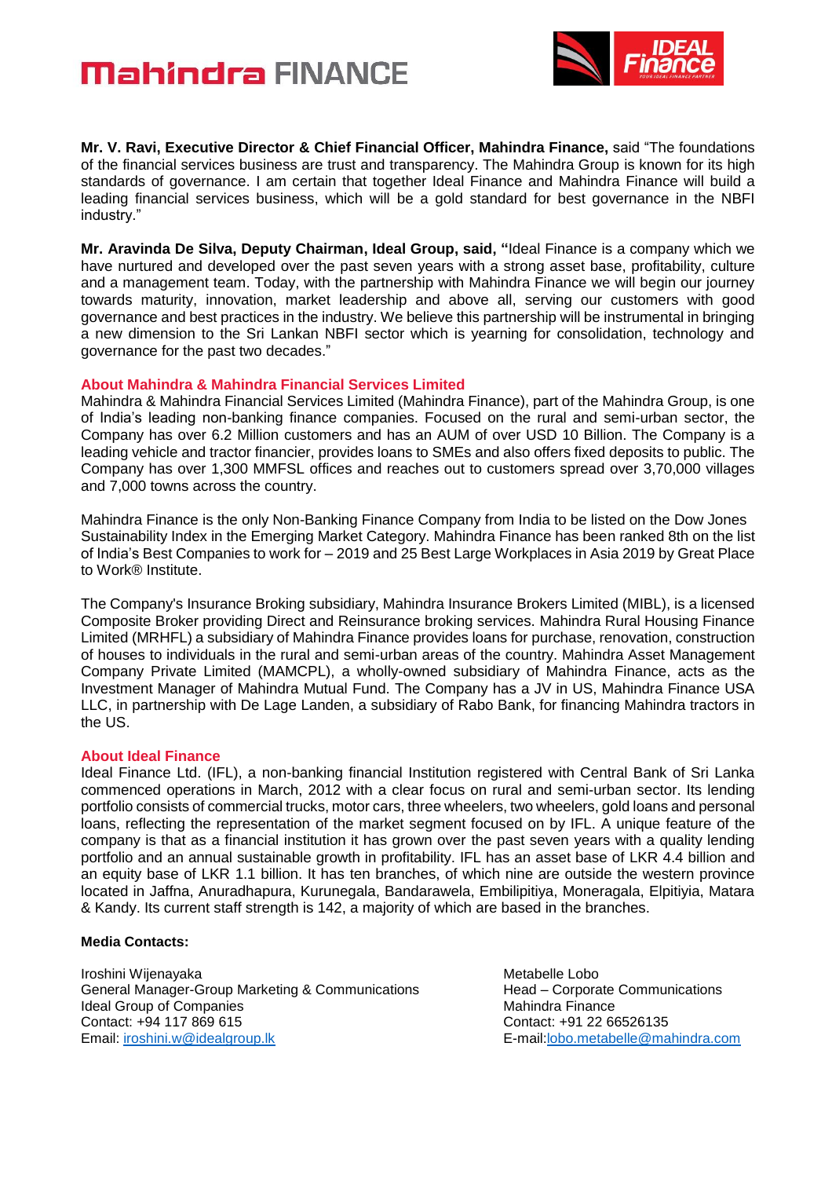**Mr. V. Ravi, Executive Director & Chief Financial Officer, Mahindra Finance,** said "The foundations of the financial services business are trust and transparency. The Mahindra Group is known for its high standards of governance. I am certain that together Ideal Finance and Mahindra Finance will build a leading financial services business, which will be a gold standard for best governance in the NBFI industry."

**Mr. Aravinda De Silva, Deputy Chairman, Ideal Group, said, "**Ideal Finance is a company which we have nurtured and developed over the past seven years with a strong asset base, profitability, culture and a management team. Today, with the partnership with Mahindra Finance we will begin our journey towards maturity, innovation, market leadership and above all, serving our customers with good governance and best practices in the industry. We believe this partnership will be instrumental in bringing a new dimension to the Sri Lankan NBFI sector which is yearning for consolidation, technology and governance for the past two decades."

### About Mahindra & Mahindra Financial Services Limited

Mahindra & Mahindra Financial Services Limited (Mahindra Finance), part of the Mahindra Group, is one of India's leading non-banking finance companies. Focused on the rural and semi-urban sector, the Company has over 6.2 Million customers and has an AUM of over USD 10 Billion. The Company is a leading vehicle and tractor financier, provides loans to SMEs and also offers fixed deposits to public. The Company has over 1,300 MMFSL offices and reaches out to customers spread over 3,70,000 villages and 7,000 towns across the country.

Mahindra Finance is the only Non-Banking Finance Company from India to be listed on the Dow Jones Sustainability Index in the Emerging Market Category. Mahindra Finance has been ranked 8th on the list of India's Best Companies to work for – 2019 and 25 Best Large Workplaces in Asia 2019 by Great Place to Work® Institute.

The Company's Insurance Broking subsidiary, Mahindra Insurance Brokers Limited (MIBL), is a licensed Composite Broker providing Direct and Reinsurance broking services. Mahindra Rural Housing Finance Limited (MRHFL) a subsidiary of Mahindra Finance provides loans for purchase, renovation, construction of houses to individuals in the rural and semi-urban areas of the country. Mahindra Asset Management Company Private Limited (MAMCPL), a wholly-owned subsidiary of Mahindra Finance, acts as the Investment Manager of Mahindra Mutual Fund. The Company has a JV in US, Mahindra Finance USA LLC, in partnership with De Lage Landen, a subsidiary of Rabo Bank, for financing Mahindra tractors in the US.

### About Ideal Finance

Ideal Finance Ltd. (IFL), a non-banking financial Institution registered with Central Bank of Sri Lanka commenced operations in March, 2012 with a clear focus on rural and semi-urban sector. Its lending portfolio consists of commercial trucks, motor cars, three wheelers, two wheelers, gold loans and personal loans, reflecting the representation of the market segment focused on by IFL. A unique feature of the company is that as a financial institution it has grown over the past seven years with a quality lending portfolio and an annual sustainable growth in profitability. IFL has an asset base of LKR 4.4 billion and an equity base of LKR 1.1 billion. It has ten branches, of which nine are outside the western province located in Jaffna, Anuradhapura, Kurunegala, Bandarawela, Embilipitiya, Moneragala, Elpitiya, Matara & Kandy. Its current staff strength is 142, a majority of which are based in the branches.

**Media Contacts:**

Iroshini Wijenayaka
General Manager-Group Marketing & Communications
Ideal Group of Companies
Contact: +94 117 869 615
Email: iroshini.w@idealgroup.lk

Metabelle Lobo
Head – Corporate Communications
Mahindra Finance
Contact: +91 22 66526135
E-mail: lobo.metabelle@mahindra.com